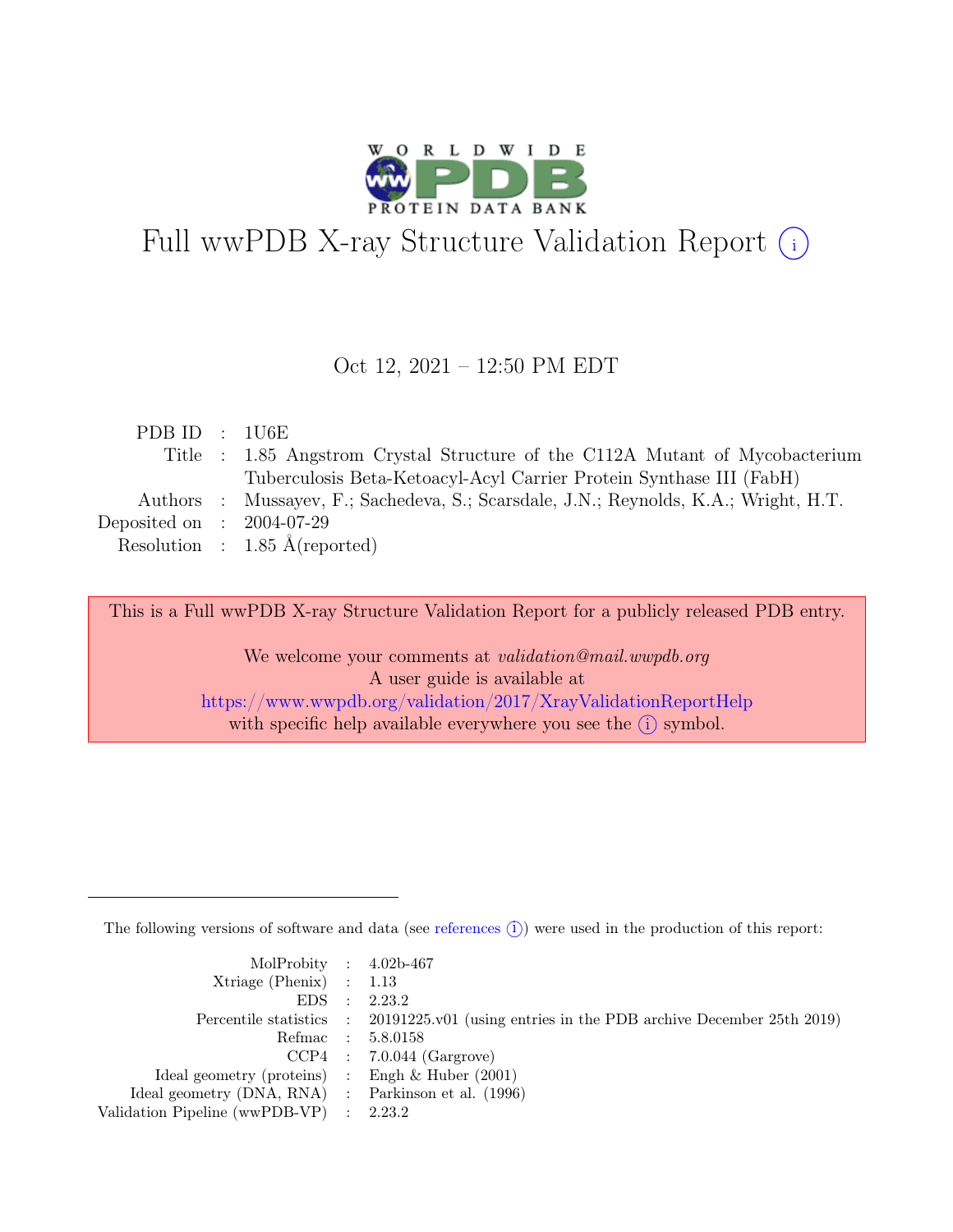# Full wwPDB X-ray Structure Validation Report (i)

Oct 12, 2021 – 12:50 PM EDT

| | | |
|---|---|---|
| PDB ID | : | 1U6E |
| Title | : | 1.85 Angstrom Crystal Structure of the C112A Mutant of Mycobacterium Tuberculosis Beta-Ketoacyl-Acyl Carrier Protein Synthase III (FabH) |
| Authors | : | Mussayev, F.; Sachedeva, S.; Scarsdale, J.N.; Reynolds, K.A.; Wright, H.T. |
| Deposited on | : | 2004-07-29 |
| Resolution | : | 1.85 Å(reported) |

This is a Full wwPDB X-ray Structure Validation Report for a publicly released PDB entry.

We welcome your comments at *validation@mail.wwpdb.org*
A user guide is available at
https://www.wwpdb.org/validation/2017/XrayValidationReportHelp
with specific help available everywhere you see the (i) symbol.

---

The following versions of software and data (see references (i)) were used in the production of this report:

| | | |
|---|---|---|
| MolProbity | : | 4.02b-467 |
| Xtriage (Phenix) | : | 1.13 |
| EDS | : | 2.23.2 |
| Percentile statistics | : | 20191225.v01 (using entries in the PDB archive December 25th 2019) |
| Refmac | : | 5.8.0158 |
| CCP4 | : | 7.0.044 (Gargrove) |
| Ideal geometry (proteins) | : | Engh & Huber (2001) |
| Ideal geometry (DNA, RNA) | : | Parkinson et al. (1996) |
| Validation Pipeline (wwPDB-VP) | : | 2.23.2 |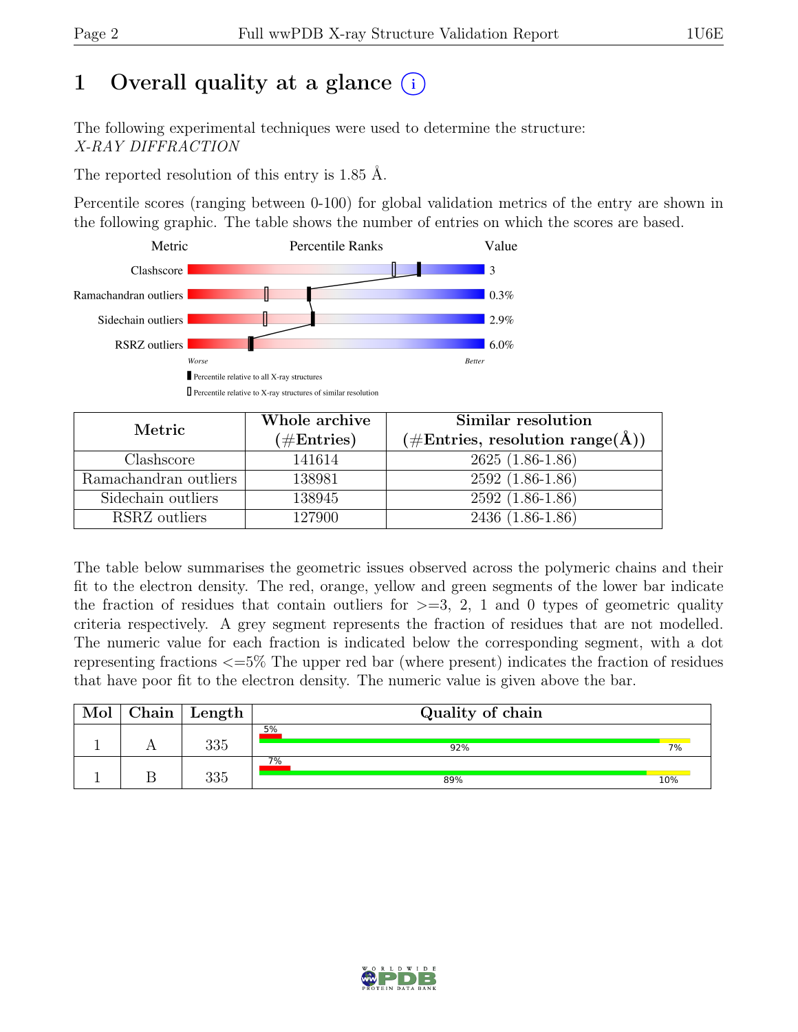# 1 Overall quality at a glance (i)

The following experimental techniques were used to determine the structure:
*X-RAY DIFFRACTION*

The reported resolution of this entry is 1.85 Å.

Percentile scores (ranging between 0-100) for global validation metrics of the entry are shown in the following graphic. The table shows the number of entries on which the scores are based.

| Metric | Value |
|---|---|
| Clashscore | 3 |
| Ramachandran outliers | 0.3% |
| Sidechain outliers | 2.9% |
| RSRZ outliers | 6.0% |

Worse — Better

▮ Percentile relative to all X-ray structures

▯ Percentile relative to X-ray structures of similar resolution

| Metric | Whole archive (#Entries) | Similar resolution (#Entries, resolution range(Å)) |
|---|---|---|
| Clashscore | 141614 | 2625 (1.86-1.86) |
| Ramachandran outliers | 138981 | 2592 (1.86-1.86) |
| Sidechain outliers | 138945 | 2592 (1.86-1.86) |
| RSRZ outliers | 127900 | 2436 (1.86-1.86) |

The table below summarises the geometric issues observed across the polymeric chains and their fit to the electron density. The red, orange, yellow and green segments of the lower bar indicate the fraction of residues that contain outliers for >=3, 2, 1 and 0 types of geometric quality criteria respectively. A grey segment represents the fraction of residues that are not modelled. The numeric value for each fraction is indicated below the corresponding segment, with a dot representing fractions <=5% The upper red bar (where present) indicates the fraction of residues that have poor fit to the electron density. The numeric value is given above the bar.

| Mol | Chain | Length | Quality of chain |
|---|---|---|---|
| 1 | A | 335 | 5% (poor density fit); 92% green, 7% yellow |
| 1 | B | 335 | 7% (poor density fit); 89% green, 10% yellow |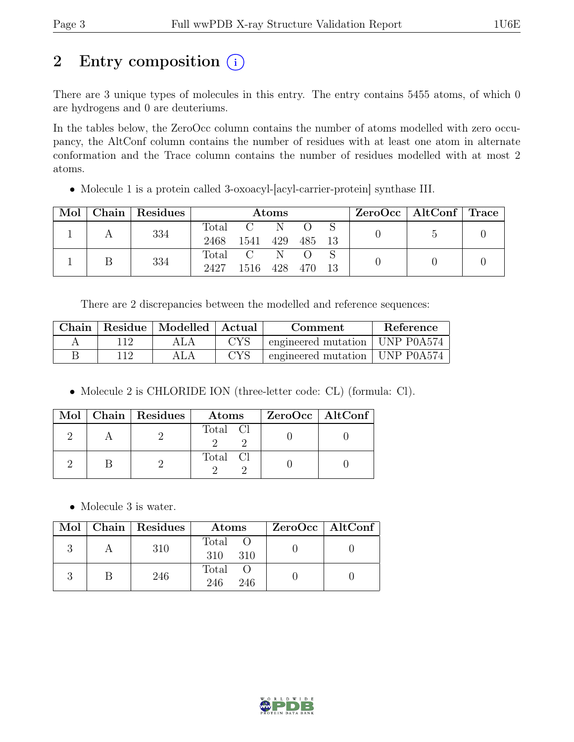# 2 Entry composition (i)

There are 3 unique types of molecules in this entry. The entry contains 5455 atoms, of which 0 are hydrogens and 0 are deuteriums.

In the tables below, the ZeroOcc column contains the number of atoms modelled with zero occupancy, the AltConf column contains the number of residues with at least one atom in alternate conformation and the Trace column contains the number of residues modelled with at most 2 atoms.

- Molecule 1 is a protein called 3-oxoacyl-[acyl-carrier-protein] synthase III.

| Mol | Chain | Residues | Atoms | | | | | ZeroOcc | AltConf | Trace |
|---|---|---|---|---|---|---|---|---|---|---|
| | | | Total | C | N | O | S | | | |
| 1 | A | 334 | 2468 | 1541 | 429 | 485 | 13 | 0 | 5 | 0 |
| 1 | B | 334 | 2427 | 1516 | 428 | 470 | 13 | 0 | 0 | 0 |

There are 2 discrepancies between the modelled and reference sequences:

| Chain | Residue | Modelled | Actual | Comment | Reference |
|---|---|---|---|---|---|
| A | 112 | ALA | CYS | engineered mutation | UNP P0A574 |
| B | 112 | ALA | CYS | engineered mutation | UNP P0A574 |

- Molecule 2 is CHLORIDE ION (three-letter code: CL) (formula: Cl).

| Mol | Chain | Residues | Atoms | | ZeroOcc | AltConf |
|---|---|---|---|---|---|---|
| | | | Total | Cl | | |
| 2 | A | 2 | 2 | 2 | 0 | 0 |
| 2 | B | 2 | 2 | 2 | 0 | 0 |

- Molecule 3 is water.

| Mol | Chain | Residues | Atoms | | ZeroOcc | AltConf |
|---|---|---|---|---|---|---|
| | | | Total | O | | |
| 3 | A | 310 | 310 | 310 | 0 | 0 |
| 3 | B | 246 | 246 | 246 | 0 | 0 |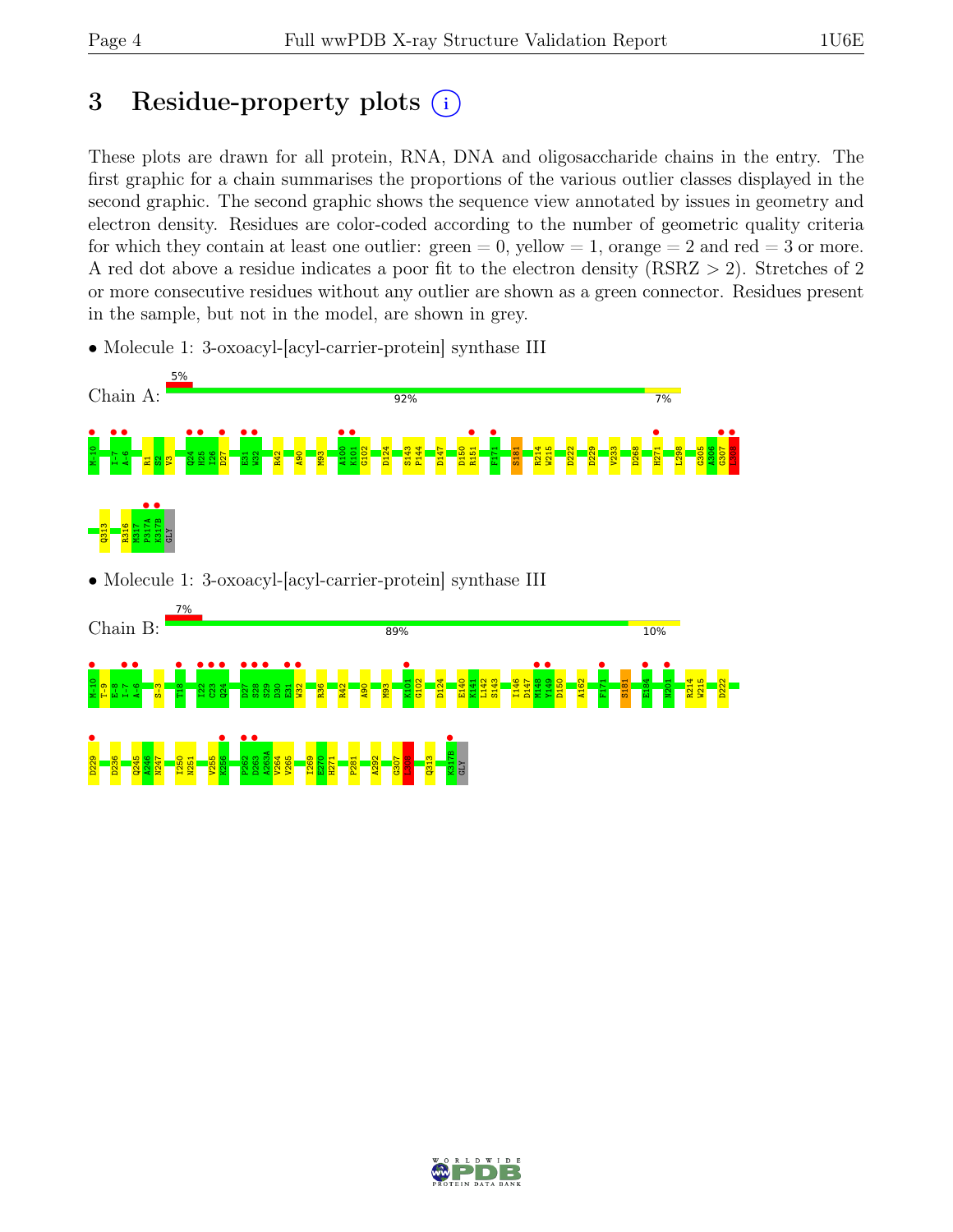# 3 Residue-property plots

These plots are drawn for all protein, RNA, DNA and oligosaccharide chains in the entry. The first graphic for a chain summarises the proportions of the various outlier classes displayed in the second graphic. The second graphic shows the sequence view annotated by issues in geometry and electron density. Residues are color-coded according to the number of geometric quality criteria for which they contain at least one outlier: green = 0, yellow = 1, orange = 2 and red = 3 or more. A red dot above a residue indicates a poor fit to the electron density (RSRZ > 2). Stretches of 2 or more consecutive residues without any outlier are shown as a green connector. Residues present in the sample, but not in the model, are shown in grey.

- Molecule 1: 3-oxoacyl-[acyl-carrier-protein] synthase III

Chain A: 5% / 92% / 7%

M-10 I-7 A-6 R1 S2 V3 Q24 H25 I26 D27 E31 W32 R42 A90 M93 A100 K101 G102 D124 S143 P144 D147 D150 R151 F171 S181 R214 W215 D222 D229 V233 D268 H271 L298 G305 A306 G307 L308 Q313 R316 M317 P317A K317B GLY

- Molecule 1: 3-oxoacyl-[acyl-carrier-protein] synthase III

Chain B: 7% / 89% / 10%

M-10 T-9 E-8 I-7 A-6 S-3 T18 I22 C23 Q24 D27 S28 S29 D30 E31 W32 R36 R42 A90 M93 K101 G102 D124 E140 K141 L142 S143 I146 D147 M148 Y149 D150 A162 F171 S181 E184 N201 R214 W215 D222 D229 D236 Q245 A246 N247 I250 N251 V255 K256 P262 D263 A263A V264 V265 I269 E270 H271 P281 A292 G307 L308 Q313 K317B GLY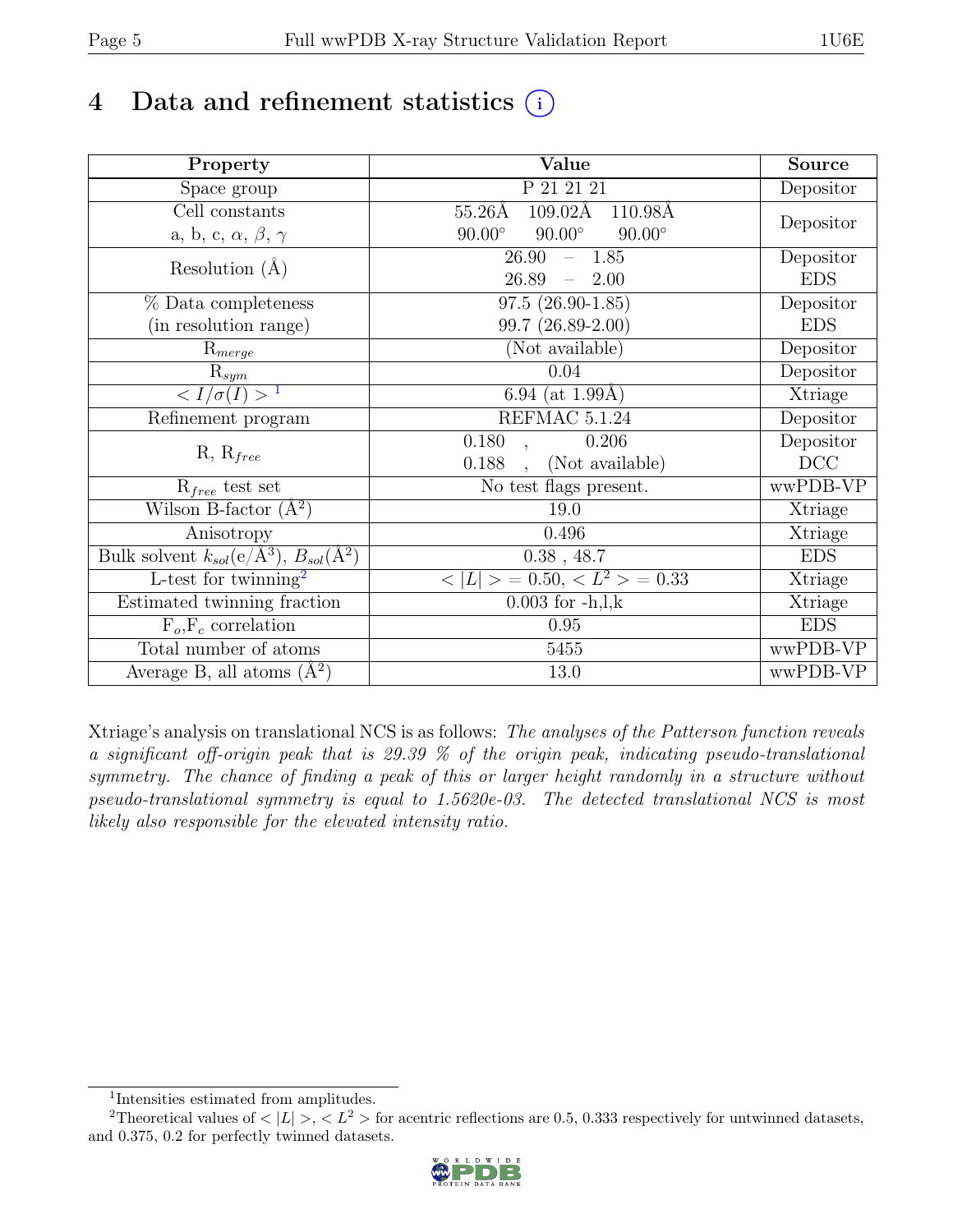# 4 Data and refinement statistics (i)

| Property | Value | Source |
|---|---|---|
| Space group | P 21 21 21 | Depositor |
| Cell constants<br>a, b, c, $\alpha$, $\beta$, $\gamma$ | 55.26Å 109.02Å 110.98Å<br>90.00° 90.00° 90.00° | Depositor |
| Resolution (Å) | 26.90 – 1.85<br>26.89 – 2.00 | Depositor<br>EDS |
| % Data completeness<br>(in resolution range) | 97.5 (26.90-1.85)<br>99.7 (26.89-2.00) | Depositor<br>EDS |
| $R_{merge}$ | (Not available) | Depositor |
| $R_{sym}$ | 0.04 | Depositor |
| $< I/\sigma(I) >$ [1] | 6.94 (at 1.99Å) | Xtriage |
| Refinement program | REFMAC 5.1.24 | Depositor |
| R, $R_{free}$ | 0.180 , 0.206<br>0.188 , (Not available) | Depositor<br>DCC |
| $R_{free}$ test set | No test flags present. | wwPDB-VP |
| Wilson B-factor (Å$^2$) | 19.0 | Xtriage |
| Anisotropy | 0.496 | Xtriage |
| Bulk solvent $k_{sol}$(e/Å$^3$), $B_{sol}$(Å$^2$) | 0.38 , 48.7 | EDS |
| L-test for twinning[2] | $< \|L\| > = 0.50$, $< L^2 > = 0.33$ | Xtriage |
| Estimated twinning fraction | 0.003 for -h,l,k | Xtriage |
| $F_o$,$F_c$ correlation | 0.95 | EDS |
| Total number of atoms | 5455 | wwPDB-VP |
| Average B, all atoms (Å$^2$) | 13.0 | wwPDB-VP |

Xtriage's analysis on translational NCS is as follows: *The analyses of the Patterson function reveals a significant off-origin peak that is 29.39 % of the origin peak, indicating pseudo-translational symmetry. The chance of finding a peak of this or larger height randomly in a structure without pseudo-translational symmetry is equal to 1.5620e-03. The detected translational NCS is most likely also responsible for the elevated intensity ratio.*

[1] Intensities estimated from amplitudes.

[2] Theoretical values of $< |L| >$, $< L^2 >$ for acentric reflections are 0.5, 0.333 respectively for untwinned datasets, and 0.375, 0.2 for perfectly twinned datasets.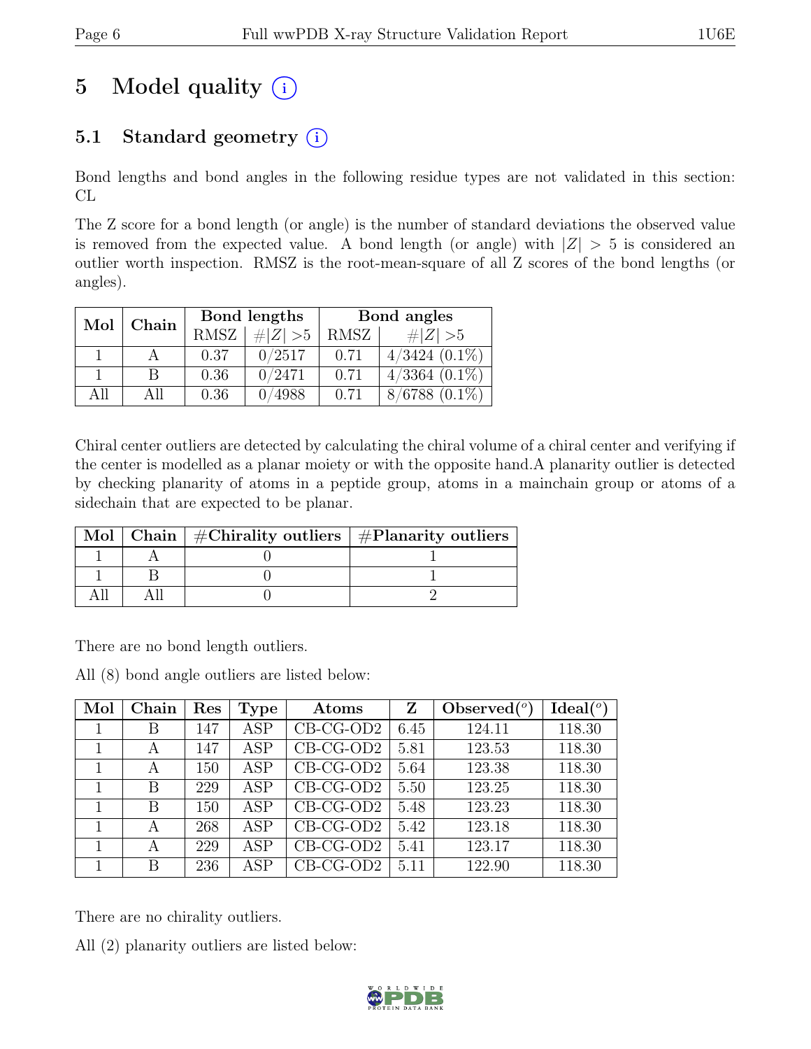# 5 Model quality (i)

## 5.1 Standard geometry (i)

Bond lengths and bond angles in the following residue types are not validated in this section: CL

The Z score for a bond length (or angle) is the number of standard deviations the observed value is removed from the expected value. A bond length (or angle) with $|Z| > 5$ is considered an outlier worth inspection. RMSZ is the root-mean-square of all Z scores of the bond lengths (or angles).

| Mol | Chain | Bond lengths | | Bond angles | |
|---|---|---|---|---|---|
| | | RMSZ | $\#\|Z\| > 5$ | RMSZ | $\#\|Z\| > 5$ |
| 1 | A | 0.37 | 0/2517 | 0.71 | 4/3424 (0.1%) |
| 1 | B | 0.36 | 0/2471 | 0.71 | 4/3364 (0.1%) |
| All | All | 0.36 | 0/4988 | 0.71 | 8/6788 (0.1%) |

Chiral center outliers are detected by calculating the chiral volume of a chiral center and verifying if the center is modelled as a planar moiety or with the opposite hand.A planarity outlier is detected by checking planarity of atoms in a peptide group, atoms in a mainchain group or atoms of a sidechain that are expected to be planar.

| Mol | Chain | #Chirality outliers | #Planarity outliers |
|---|---|---|---|
| 1 | A | 0 | 1 |
| 1 | B | 0 | 1 |
| All | All | 0 | 2 |

There are no bond length outliers.

All (8) bond angle outliers are listed below:

| Mol | Chain | Res | Type | Atoms | Z | Observed(°) | Ideal(°) |
|---|---|---|---|---|---|---|---|
| 1 | B | 147 | ASP | CB-CG-OD2 | 6.45 | 124.11 | 118.30 |
| 1 | A | 147 | ASP | CB-CG-OD2 | 5.81 | 123.53 | 118.30 |
| 1 | A | 150 | ASP | CB-CG-OD2 | 5.64 | 123.38 | 118.30 |
| 1 | B | 229 | ASP | CB-CG-OD2 | 5.50 | 123.25 | 118.30 |
| 1 | B | 150 | ASP | CB-CG-OD2 | 5.48 | 123.23 | 118.30 |
| 1 | A | 268 | ASP | CB-CG-OD2 | 5.42 | 123.18 | 118.30 |
| 1 | A | 229 | ASP | CB-CG-OD2 | 5.41 | 123.17 | 118.30 |
| 1 | B | 236 | ASP | CB-CG-OD2 | 5.11 | 122.90 | 118.30 |

There are no chirality outliers.

All (2) planarity outliers are listed below: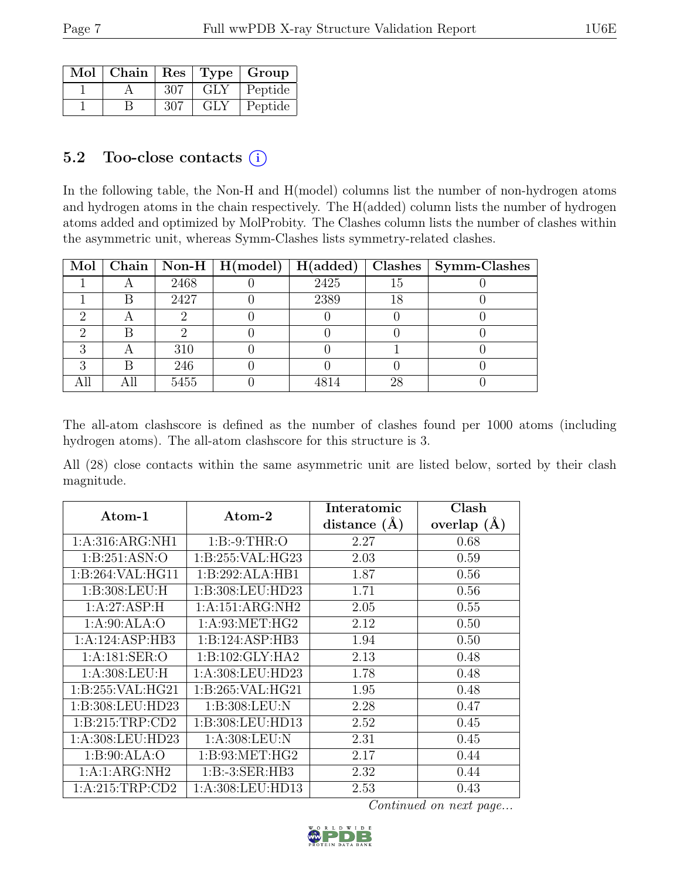| Mol | Chain | Res | Type | Group |
|---|---|---|---|---|
| 1 | A | 307 | GLY | Peptide |
| 1 | B | 307 | GLY | Peptide |

## 5.2 Too-close contacts ⓘ

In the following table, the Non-H and H(model) columns list the number of non-hydrogen atoms and hydrogen atoms in the chain respectively. The H(added) column lists the number of hydrogen atoms added and optimized by MolProbity. The Clashes column lists the number of clashes within the asymmetric unit, whereas Symm-Clashes lists symmetry-related clashes.

| Mol | Chain | Non-H | H(model) | H(added) | Clashes | Symm-Clashes |
|---|---|---|---|---|---|---|
| 1 | A | 2468 | 0 | 2425 | 15 | 0 |
| 1 | B | 2427 | 0 | 2389 | 18 | 0 |
| 2 | A | 2 | 0 | 0 | 0 | 0 |
| 2 | B | 2 | 0 | 0 | 0 | 0 |
| 3 | A | 310 | 0 | 0 | 1 | 0 |
| 3 | B | 246 | 0 | 0 | 0 | 0 |
| All | All | 5455 | 0 | 4814 | 28 | 0 |

The all-atom clashscore is defined as the number of clashes found per 1000 atoms (including hydrogen atoms). The all-atom clashscore for this structure is 3.

All (28) close contacts within the same asymmetric unit are listed below, sorted by their clash magnitude.

| Atom-1 | Atom-2 | Interatomic distance (Å) | Clash overlap (Å) |
|---|---|---|---|
| 1:A:316:ARG:NH1 | 1:B:-9:THR:O | 2.27 | 0.68 |
| 1:B:251:ASN:O | 1:B:255:VAL:HG23 | 2.03 | 0.59 |
| 1:B:264:VAL:HG11 | 1:B:292:ALA:HB1 | 1.87 | 0.56 |
| 1:B:308:LEU:H | 1:B:308:LEU:HD23 | 1.71 | 0.56 |
| 1:A:27:ASP:H | 1:A:151:ARG:NH2 | 2.05 | 0.55 |
| 1:A:90:ALA:O | 1:A:93:MET:HG2 | 2.12 | 0.50 |
| 1:A:124:ASP:HB3 | 1:B:124:ASP:HB3 | 1.94 | 0.50 |
| 1:A:181:SER:O | 1:B:102:GLY:HA2 | 2.13 | 0.48 |
| 1:A:308:LEU:H | 1:A:308:LEU:HD23 | 1.78 | 0.48 |
| 1:B:255:VAL:HG21 | 1:B:265:VAL:HG21 | 1.95 | 0.48 |
| 1:B:308:LEU:HD23 | 1:B:308:LEU:N | 2.28 | 0.47 |
| 1:B:215:TRP:CD2 | 1:B:308:LEU:HD13 | 2.52 | 0.45 |
| 1:A:308:LEU:HD23 | 1:A:308:LEU:N | 2.31 | 0.45 |
| 1:B:90:ALA:O | 1:B:93:MET:HG2 | 2.17 | 0.44 |
| 1:A:1:ARG:NH2 | 1:B:-3:SER:HB3 | 2.32 | 0.44 |
| 1:A:215:TRP:CD2 | 1:A:308:LEU:HD13 | 2.53 | 0.43 |

*Continued on next page...*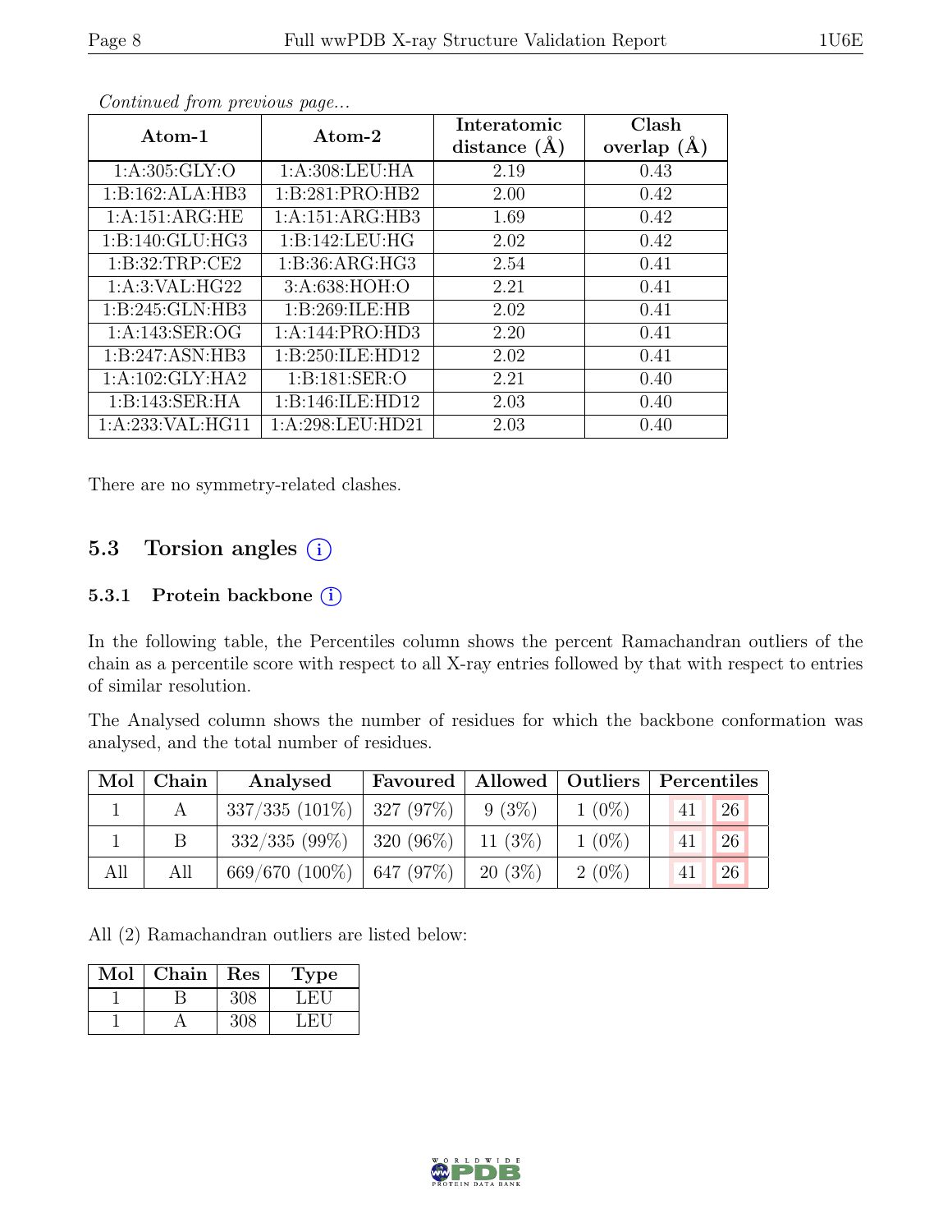*Continued from previous page...*

| Atom-1 | Atom-2 | Interatomic distance (Å) | Clash overlap (Å) |
|---|---|---|---|
| 1:A:305:GLY:O | 1:A:308:LEU:HA | 2.19 | 0.43 |
| 1:B:162:ALA:HB3 | 1:B:281:PRO:HB2 | 2.00 | 0.42 |
| 1:A:151:ARG:HE | 1:A:151:ARG:HB3 | 1.69 | 0.42 |
| 1:B:140:GLU:HG3 | 1:B:142:LEU:HG | 2.02 | 0.42 |
| 1:B:32:TRP:CE2 | 1:B:36:ARG:HG3 | 2.54 | 0.41 |
| 1:A:3:VAL:HG22 | 3:A:638:HOH:O | 2.21 | 0.41 |
| 1:B:245:GLN:HB3 | 1:B:269:ILE:HB | 2.02 | 0.41 |
| 1:A:143:SER:OG | 1:A:144:PRO:HD3 | 2.20 | 0.41 |
| 1:B:247:ASN:HB3 | 1:B:250:ILE:HD12 | 2.02 | 0.41 |
| 1:A:102:GLY:HA2 | 1:B:181:SER:O | 2.21 | 0.40 |
| 1:B:143:SER:HA | 1:B:146:ILE:HD12 | 2.03 | 0.40 |
| 1:A:233:VAL:HG11 | 1:A:298:LEU:HD21 | 2.03 | 0.40 |

There are no symmetry-related clashes.

## 5.3 Torsion angles

### 5.3.1 Protein backbone

In the following table, the Percentiles column shows the percent Ramachandran outliers of the chain as a percentile score with respect to all X-ray entries followed by that with respect to entries of similar resolution.

The Analysed column shows the number of residues for which the backbone conformation was analysed, and the total number of residues.

| Mol | Chain | Analysed | Favoured | Allowed | Outliers | Percentiles | |
|---|---|---|---|---|---|---|---|
| 1 | A | 337/335 (101%) | 327 (97%) | 9 (3%) | 1 (0%) | 41 | 26 |
| 1 | B | 332/335 (99%) | 320 (96%) | 11 (3%) | 1 (0%) | 41 | 26 |
| All | All | 669/670 (100%) | 647 (97%) | 20 (3%) | 2 (0%) | 41 | 26 |

All (2) Ramachandran outliers are listed below:

| Mol | Chain | Res | Type |
|---|---|---|---|
| 1 | B | 308 | LEU |
| 1 | A | 308 | LEU |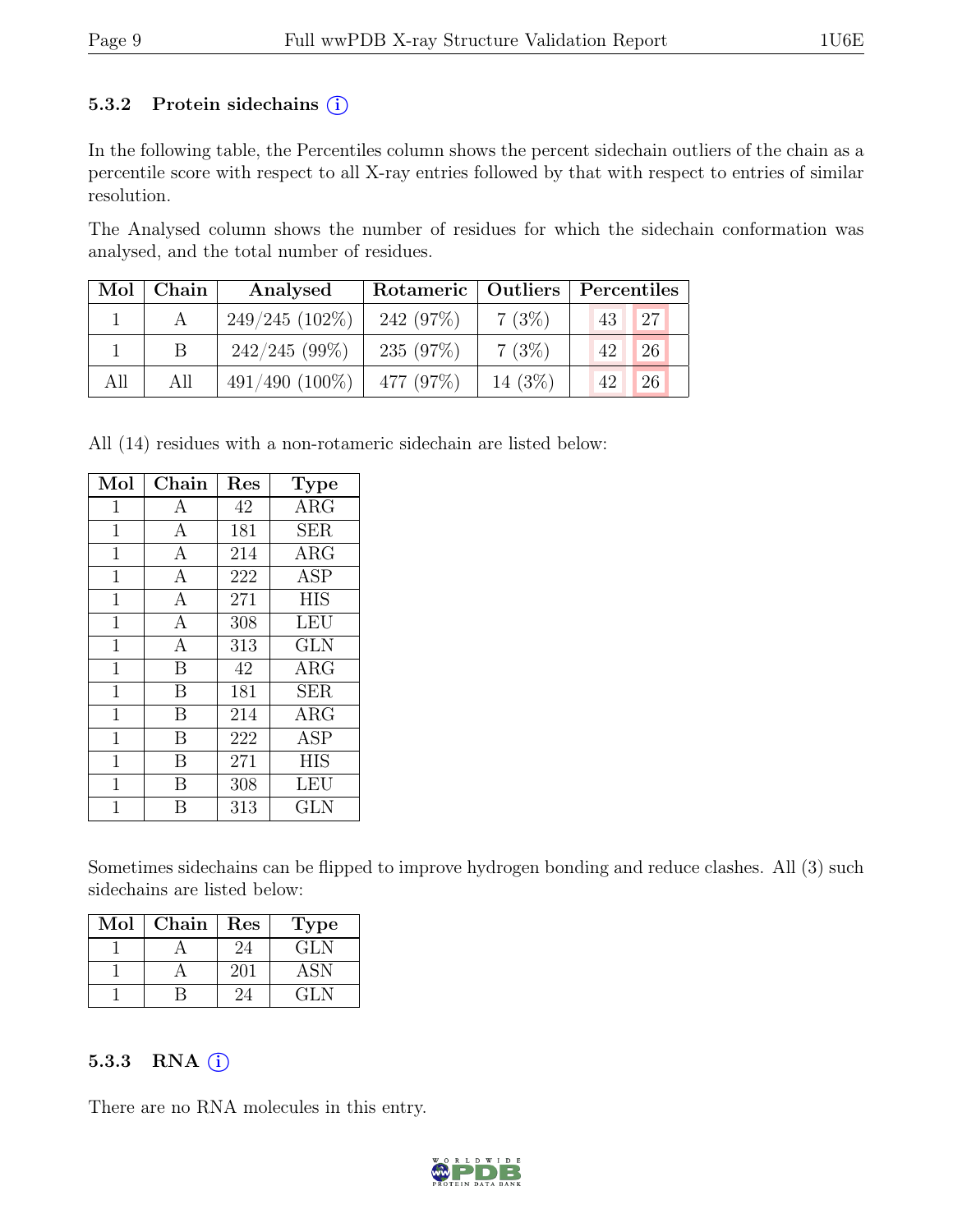### 5.3.2 Protein sidechains (i)

In the following table, the Percentiles column shows the percent sidechain outliers of the chain as a percentile score with respect to all X-ray entries followed by that with respect to entries of similar resolution.

The Analysed column shows the number of residues for which the sidechain conformation was analysed, and the total number of residues.

| Mol | Chain | Analysed | Rotameric | Outliers | Percentiles | |
|---|---|---|---|---|---|---|
| 1 | A | 249/245 (102%) | 242 (97%) | 7 (3%) | 43 | 27 |
| 1 | B | 242/245 (99%) | 235 (97%) | 7 (3%) | 42 | 26 |
| All | All | 491/490 (100%) | 477 (97%) | 14 (3%) | 42 | 26 |

All (14) residues with a non-rotameric sidechain are listed below:

| Mol | Chain | Res | Type |
|---|---|---|---|
| 1 | A | 42 | ARG |
| 1 | A | 181 | SER |
| 1 | A | 214 | ARG |
| 1 | A | 222 | ASP |
| 1 | A | 271 | HIS |
| 1 | A | 308 | LEU |
| 1 | A | 313 | GLN |
| 1 | B | 42 | ARG |
| 1 | B | 181 | SER |
| 1 | B | 214 | ARG |
| 1 | B | 222 | ASP |
| 1 | B | 271 | HIS |
| 1 | B | 308 | LEU |
| 1 | B | 313 | GLN |

Sometimes sidechains can be flipped to improve hydrogen bonding and reduce clashes. All (3) such sidechains are listed below:

| Mol | Chain | Res | Type |
|---|---|---|---|
| 1 | A | 24 | GLN |
| 1 | A | 201 | ASN |
| 1 | B | 24 | GLN |

### 5.3.3 RNA (i)

There are no RNA molecules in this entry.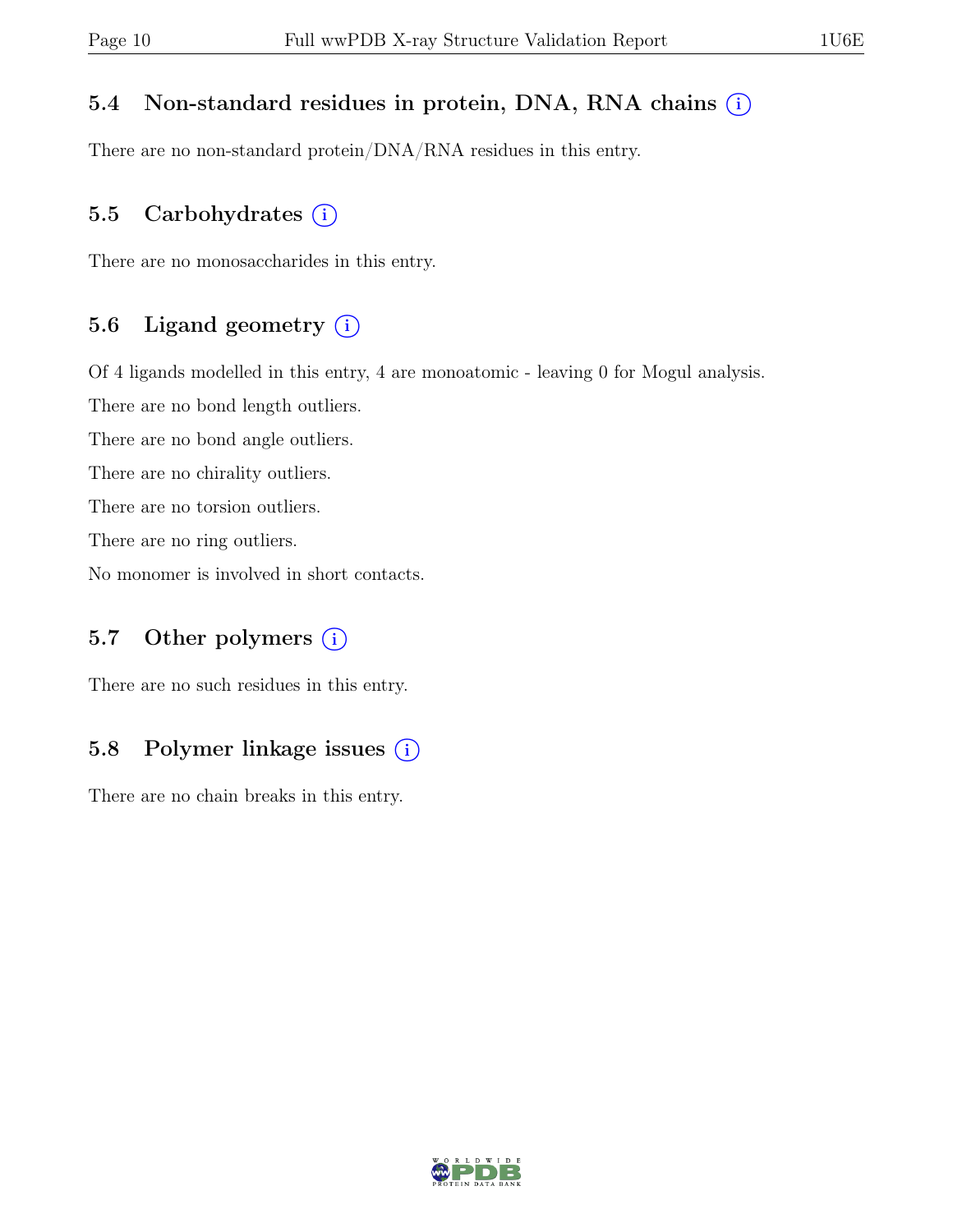## 5.4 Non-standard residues in protein, DNA, RNA chains (i)

There are no non-standard protein/DNA/RNA residues in this entry.

## 5.5 Carbohydrates (i)

There are no monosaccharides in this entry.

## 5.6 Ligand geometry (i)

Of 4 ligands modelled in this entry, 4 are monoatomic - leaving 0 for Mogul analysis.

There are no bond length outliers.

There are no bond angle outliers.

There are no chirality outliers.

There are no torsion outliers.

There are no ring outliers.

No monomer is involved in short contacts.

## 5.7 Other polymers (i)

There are no such residues in this entry.

## 5.8 Polymer linkage issues (i)

There are no chain breaks in this entry.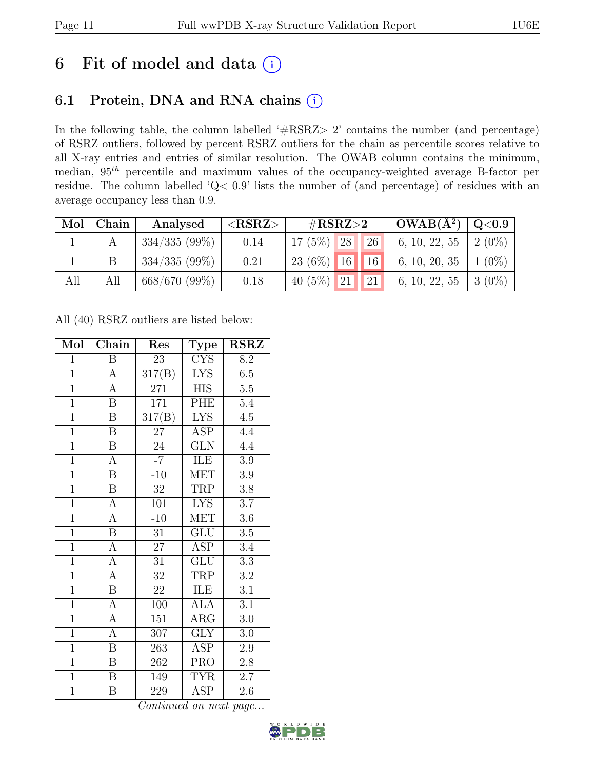# 6 Fit of model and data ⓘ

## 6.1 Protein, DNA and RNA chains ⓘ

In the following table, the column labelled '#RSRZ> 2' contains the number (and percentage) of RSRZ outliers, followed by percent RSRZ outliers for the chain as percentile scores relative to all X-ray entries and entries of similar resolution. The OWAB column contains the minimum, median, $95^{th}$ percentile and maximum values of the occupancy-weighted average B-factor per residue. The column labelled 'Q< 0.9' lists the number of (and percentage) of residues with an average occupancy less than 0.9.

| Mol | Chain | Analysed | <RSRZ> | #RSRZ>2 | | | OWAB(Å$^2$) | Q<0.9 |
|---|---|---|---|---|---|---|---|---|
| 1 | A | 334/335 (99%) | 0.14 | 17 (5%) | 28 | 26 | 6, 10, 22, 55 | 2 (0%) |
| 1 | B | 334/335 (99%) | 0.21 | 23 (6%) | 16 | 16 | 6, 10, 20, 35 | 1 (0%) |
| All | All | 668/670 (99%) | 0.18 | 40 (5%) | 21 | 21 | 6, 10, 22, 55 | 3 (0%) |

All (40) RSRZ outliers are listed below:

| Mol | Chain | Res | Type | RSRZ |
|---|---|---|---|---|
| 1 | B | 23 | CYS | 8.2 |
| 1 | A | 317(B) | LYS | 6.5 |
| 1 | A | 271 | HIS | 5.5 |
| 1 | B | 171 | PHE | 5.4 |
| 1 | B | 317(B) | LYS | 4.5 |
| 1 | B | 27 | ASP | 4.4 |
| 1 | B | 24 | GLN | 4.4 |
| 1 | A | -7 | ILE | 3.9 |
| 1 | B | -10 | MET | 3.9 |
| 1 | B | 32 | TRP | 3.8 |
| 1 | A | 101 | LYS | 3.7 |
| 1 | A | -10 | MET | 3.6 |
| 1 | B | 31 | GLU | 3.5 |
| 1 | A | 27 | ASP | 3.4 |
| 1 | A | 31 | GLU | 3.3 |
| 1 | A | 32 | TRP | 3.2 |
| 1 | B | 22 | ILE | 3.1 |
| 1 | A | 100 | ALA | 3.1 |
| 1 | A | 151 | ARG | 3.0 |
| 1 | A | 307 | GLY | 3.0 |
| 1 | B | 263 | ASP | 2.9 |
| 1 | B | 262 | PRO | 2.8 |
| 1 | B | 149 | TYR | 2.7 |
| 1 | B | 229 | ASP | 2.6 |

*Continued on next page...*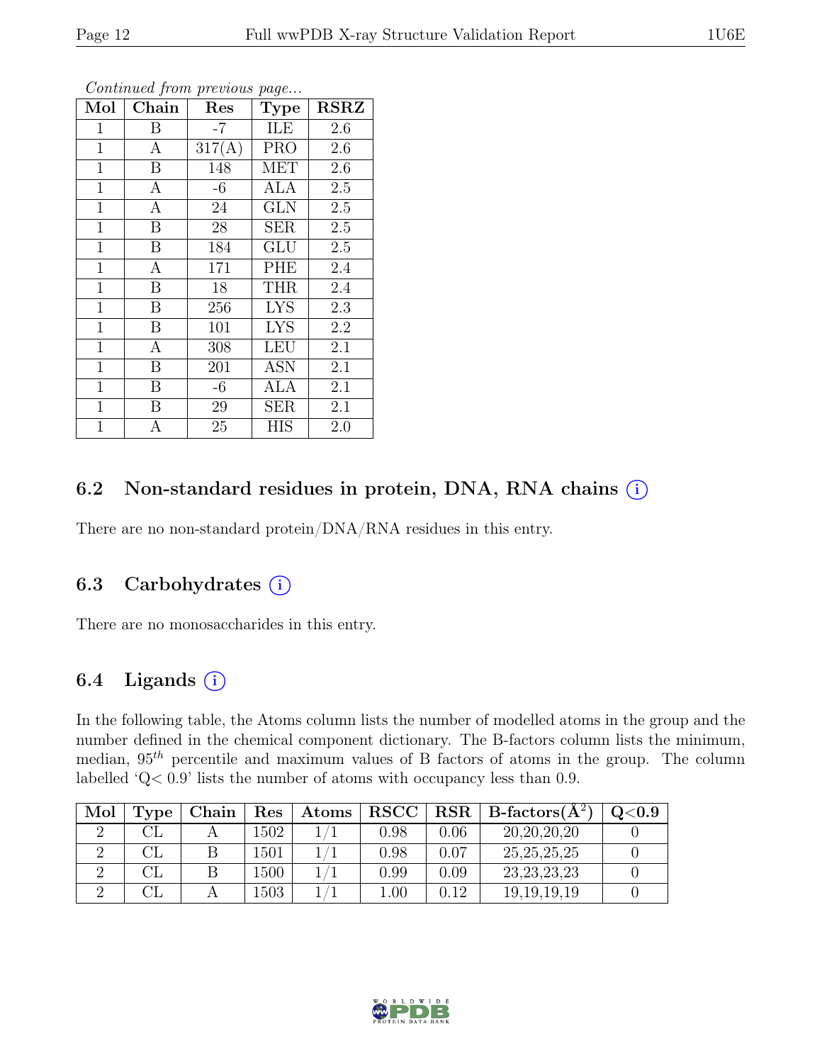*Continued from previous page...*

| Mol | Chain | Res | Type | RSRZ |
|---|---|---|---|---|
| 1 | B | -7 | ILE | 2.6 |
| 1 | A | 317(A) | PRO | 2.6 |
| 1 | B | 148 | MET | 2.6 |
| 1 | A | -6 | ALA | 2.5 |
| 1 | A | 24 | GLN | 2.5 |
| 1 | B | 28 | SER | 2.5 |
| 1 | B | 184 | GLU | 2.5 |
| 1 | A | 171 | PHE | 2.4 |
| 1 | B | 18 | THR | 2.4 |
| 1 | B | 256 | LYS | 2.3 |
| 1 | B | 101 | LYS | 2.2 |
| 1 | A | 308 | LEU | 2.1 |
| 1 | B | 201 | ASN | 2.1 |
| 1 | B | -6 | ALA | 2.1 |
| 1 | B | 29 | SER | 2.1 |
| 1 | A | 25 | HIS | 2.0 |

## 6.2 Non-standard residues in protein, DNA, RNA chains (i)

There are no non-standard protein/DNA/RNA residues in this entry.

## 6.3 Carbohydrates (i)

There are no monosaccharides in this entry.

## 6.4 Ligands (i)

In the following table, the Atoms column lists the number of modelled atoms in the group and the number defined in the chemical component dictionary. The B-factors column lists the minimum, median, $95^{th}$ percentile and maximum values of B factors of atoms in the group. The column labelled 'Q< 0.9' lists the number of atoms with occupancy less than 0.9.

| Mol | Type | Chain | Res | Atoms | RSCC | RSR | B-factors(Å$^2$) | Q<0.9 |
|---|---|---|---|---|---|---|---|---|
| 2 | CL | A | 1502 | 1/1 | 0.98 | 0.06 | 20,20,20,20 | 0 |
| 2 | CL | B | 1501 | 1/1 | 0.98 | 0.07 | 25,25,25,25 | 0 |
| 2 | CL | B | 1500 | 1/1 | 0.99 | 0.09 | 23,23,23,23 | 0 |
| 2 | CL | A | 1503 | 1/1 | 1.00 | 0.12 | 19,19,19,19 | 0 |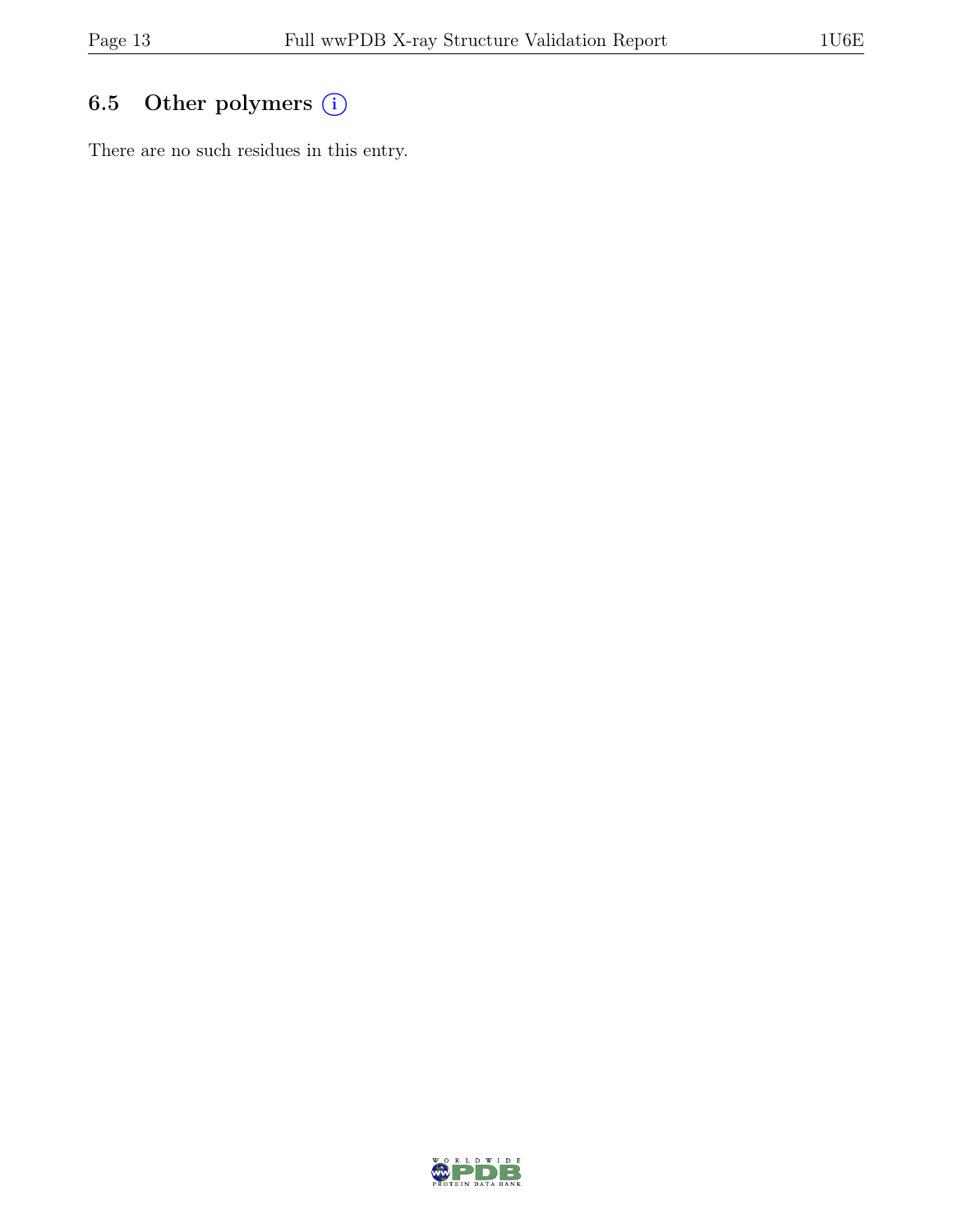## 6.5 Other polymers (i)

There are no such residues in this entry.